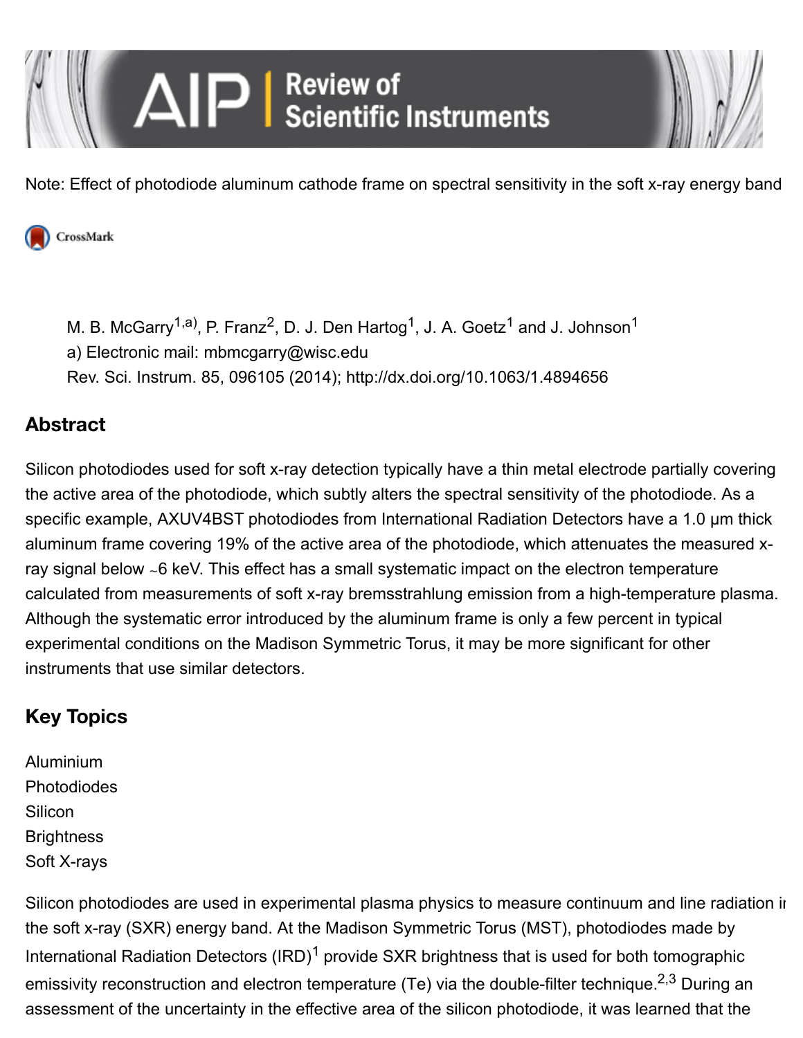Note: Effect of photodiode aluminum cathode frame on spectral sensitivity in the soft x-ray energy band

M. B. McGarry[1,a)], P. Franz[2], D. J. Den Hartog[1], J. A. Goetz[1] and J. Johnson[1]

a) Electronic mail: mbmcgarry@wisc.edu

Rev. Sci. Instrum. 85, 096105 (2014); http://dx.doi.org/10.1063/1.4894656

## Abstract

Silicon photodiodes used for soft x-ray detection typically have a thin metal electrode partially covering the active area of the photodiode, which subtly alters the spectral sensitivity of the photodiode. As a specific example, AXUV4BST photodiodes from International Radiation Detectors have a 1.0 μm thick aluminum frame covering 19% of the active area of the photodiode, which attenuates the measured x-ray signal below ~6 keV. This effect has a small systematic impact on the electron temperature calculated from measurements of soft x-ray bremsstrahlung emission from a high-temperature plasma. Although the systematic error introduced by the aluminum frame is only a few percent in typical experimental conditions on the Madison Symmetric Torus, it may be more significant for other instruments that use similar detectors.

## Key Topics

Aluminium
Photodiodes
Silicon
Brightness
Soft X-rays

Silicon photodiodes are used in experimental plasma physics to measure continuum and line radiation in the soft x-ray (SXR) energy band. At the Madison Symmetric Torus (MST), photodiodes made by International Radiation Detectors (IRD)[1] provide SXR brightness that is used for both tomographic emissivity reconstruction and electron temperature ($T_e$) via the double-filter technique.[2,3] During an assessment of the uncertainty in the effective area of the silicon photodiode, it was learned that the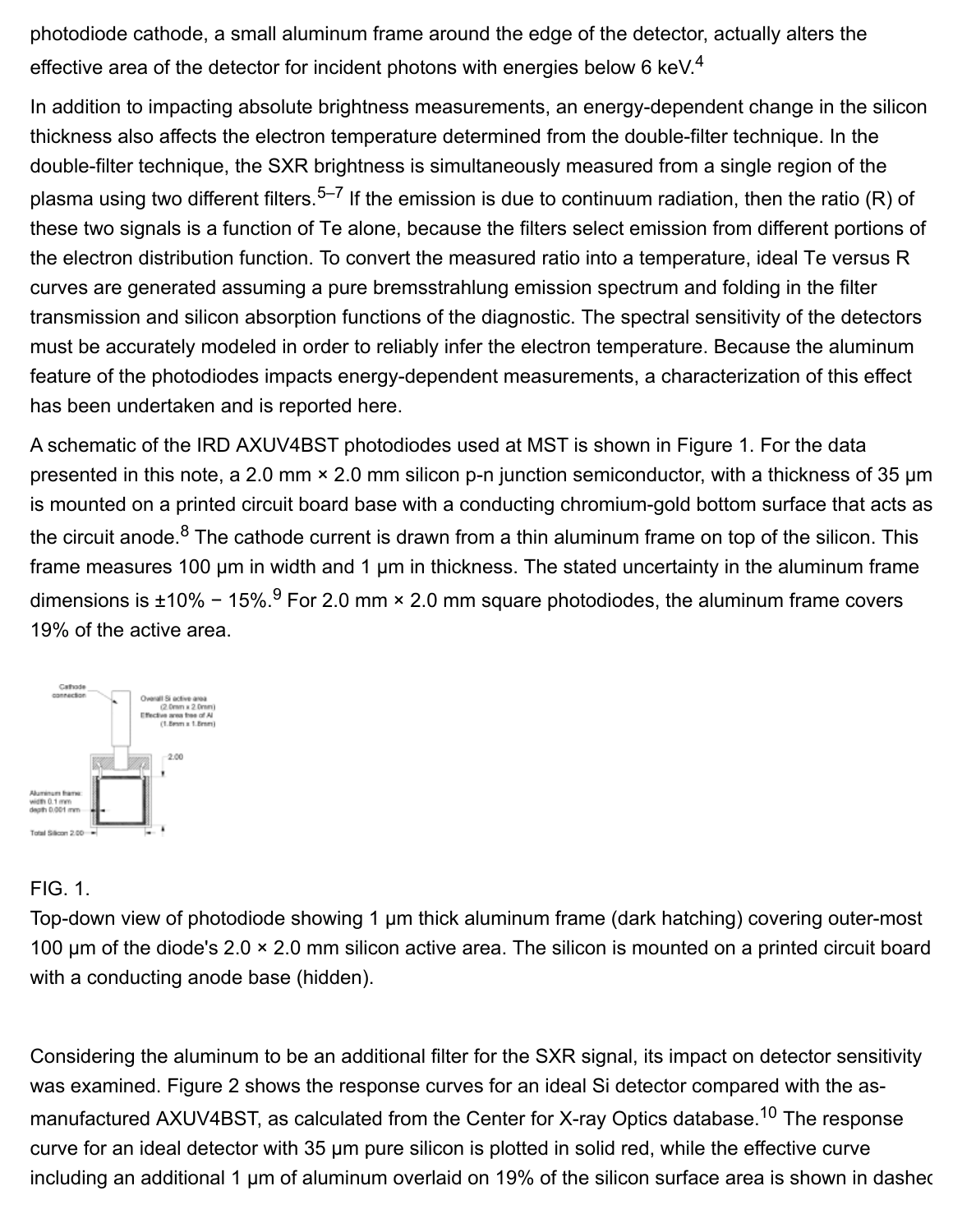photodiode cathode, a small aluminum frame around the edge of the detector, actually alters the effective area of the detector for incident photons with energies below 6 keV.[4]

In addition to impacting absolute brightness measurements, an energy-dependent change in the silicon thickness also affects the electron temperature determined from the double-filter technique. In the double-filter technique, the SXR brightness is simultaneously measured from a single region of the plasma using two different filters.[5–7] If the emission is due to continuum radiation, then the ratio (R) of these two signals is a function of Te alone, because the filters select emission from different portions of the electron distribution function. To convert the measured ratio into a temperature, ideal Te versus R curves are generated assuming a pure bremsstrahlung emission spectrum and folding in the filter transmission and silicon absorption functions of the diagnostic. The spectral sensitivity of the detectors must be accurately modeled in order to reliably infer the electron temperature. Because the aluminum feature of the photodiodes impacts energy-dependent measurements, a characterization of this effect has been undertaken and is reported here.

A schematic of the IRD AXUV4BST photodiodes used at MST is shown in Figure 1. For the data presented in this note, a 2.0 mm × 2.0 mm silicon p-n junction semiconductor, with a thickness of 35 μm is mounted on a printed circuit board base with a conducting chromium-gold bottom surface that acts as the circuit anode.[8] The cathode current is drawn from a thin aluminum frame on top of the silicon. This frame measures 100 μm in width and 1 μm in thickness. The stated uncertainty in the aluminum frame dimensions is ±10% − 15%.[9] For 2.0 mm × 2.0 mm square photodiodes, the aluminum frame covers 19% of the active area.

FIG. 1.
Top-down view of photodiode showing 1 μm thick aluminum frame (dark hatching) covering outer-most 100 μm of the diode's 2.0 × 2.0 mm silicon active area. The silicon is mounted on a printed circuit board with a conducting anode base (hidden).

Considering the aluminum to be an additional filter for the SXR signal, its impact on detector sensitivity was examined. Figure 2 shows the response curves for an ideal Si detector compared with the as-manufactured AXUV4BST, as calculated from the Center for X-ray Optics database.[10] The response curve for an ideal detector with 35 μm pure silicon is plotted in solid red, while the effective curve including an additional 1 μm of aluminum overlaid on 19% of the silicon surface area is shown in dashed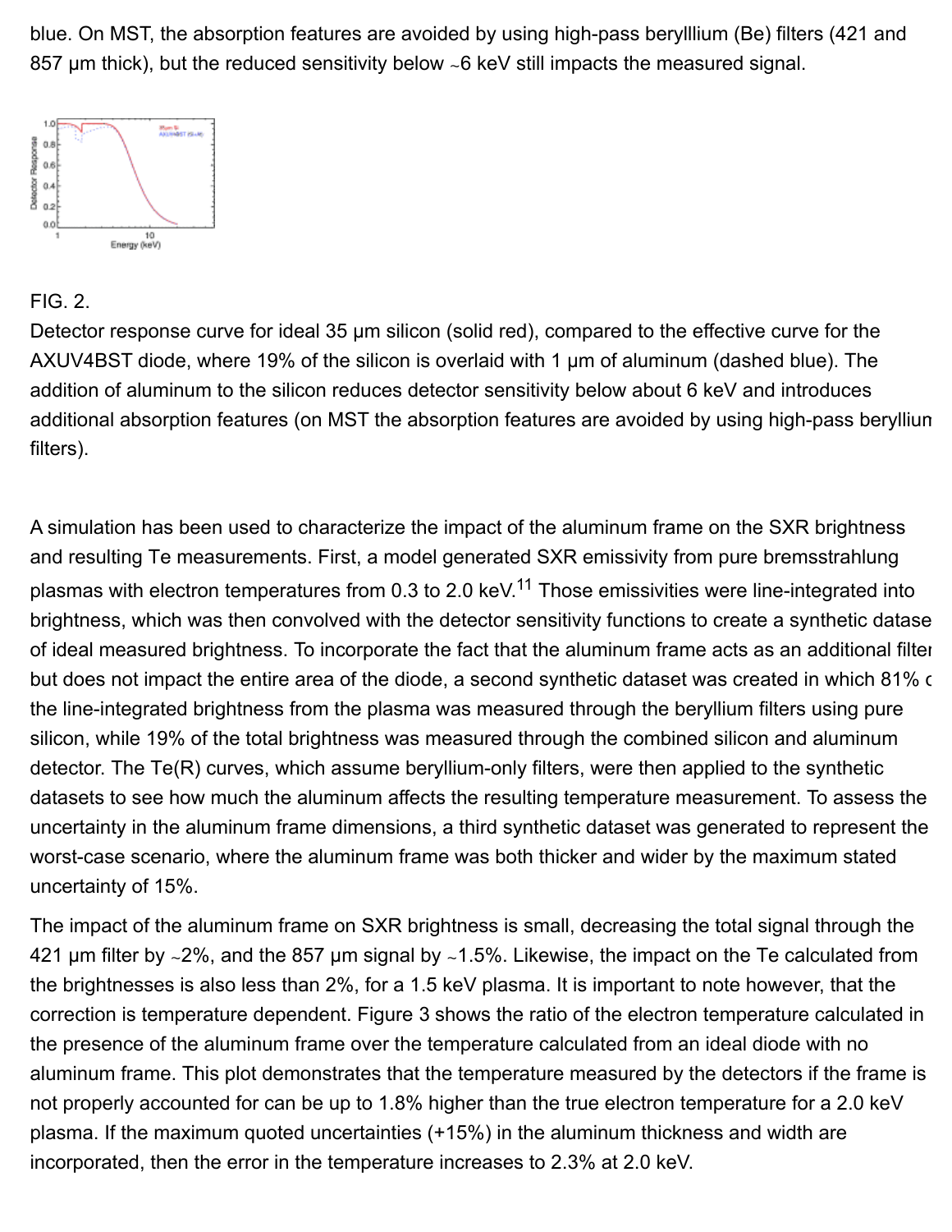blue. On MST, the absorption features are avoided by using high-pass berylllium (Be) filters (421 and 857 μm thick), but the reduced sensitivity below ~6 keV still impacts the measured signal.

FIG. 2.

Detector response curve for ideal 35 μm silicon (solid red), compared to the effective curve for the AXUV4BST diode, where 19% of the silicon is overlaid with 1 μm of aluminum (dashed blue). The addition of aluminum to the silicon reduces detector sensitivity below about 6 keV and introduces additional absorption features (on MST the absorption features are avoided by using high-pass berylliun filters).

A simulation has been used to characterize the impact of the aluminum frame on the SXR brightness and resulting Te measurements. First, a model generated SXR emissivity from pure bremsstrahlung plasmas with electron temperatures from 0.3 to 2.0 keV.[11] Those emissivities were line-integrated into brightness, which was then convolved with the detector sensitivity functions to create a synthetic datase of ideal measured brightness. To incorporate the fact that the aluminum frame acts as an additional filtei but does not impact the entire area of the diode, a second synthetic dataset was created in which 81% c the line-integrated brightness from the plasma was measured through the beryllium filters using pure silicon, while 19% of the total brightness was measured through the combined silicon and aluminum detector. The Te(R) curves, which assume beryllium-only filters, were then applied to the synthetic datasets to see how much the aluminum affects the resulting temperature measurement. To assess the uncertainty in the aluminum frame dimensions, a third synthetic dataset was generated to represent the worst-case scenario, where the aluminum frame was both thicker and wider by the maximum stated uncertainty of 15%.

The impact of the aluminum frame on SXR brightness is small, decreasing the total signal through the 421 μm filter by ~2%, and the 857 μm signal by ~1.5%. Likewise, the impact on the Te calculated from the brightnesses is also less than 2%, for a 1.5 keV plasma. It is important to note however, that the correction is temperature dependent. Figure 3 shows the ratio of the electron temperature calculated in the presence of the aluminum frame over the temperature calculated from an ideal diode with no aluminum frame. This plot demonstrates that the temperature measured by the detectors if the frame is not properly accounted for can be up to 1.8% higher than the true electron temperature for a 2.0 keV plasma. If the maximum quoted uncertainties (+15%) in the aluminum thickness and width are incorporated, then the error in the temperature increases to 2.3% at 2.0 keV.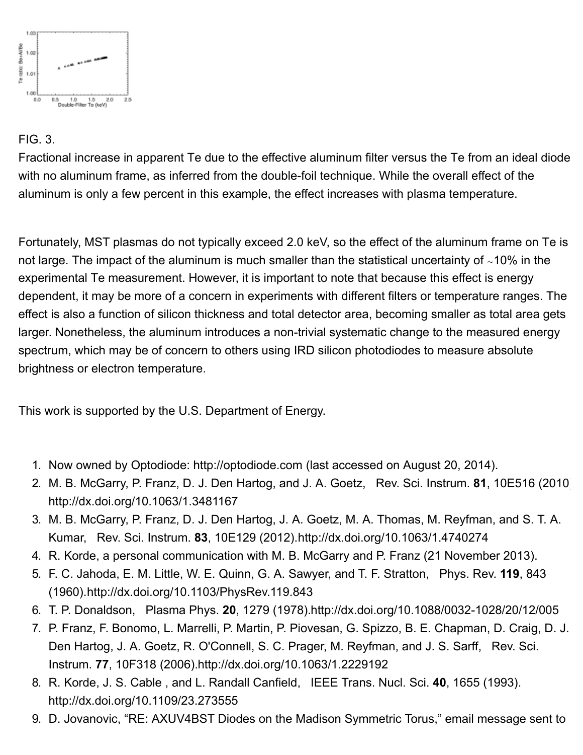FIG. 3.
Fractional increase in apparent Te due to the effective aluminum filter versus the Te from an ideal diode with no aluminum frame, as inferred from the double-foil technique. While the overall effect of the aluminum is only a few percent in this example, the effect increases with plasma temperature.

Fortunately, MST plasmas do not typically exceed 2.0 keV, so the effect of the aluminum frame on Te is not large. The impact of the aluminum is much smaller than the statistical uncertainty of ~10% in the experimental Te measurement. However, it is important to note that because this effect is energy dependent, it may be more of a concern in experiments with different filters or temperature ranges. The effect is also a function of silicon thickness and total detector area, becoming smaller as total area gets larger. Nonetheless, the aluminum introduces a non-trivial systematic change to the measured energy spectrum, which may be of concern to others using IRD silicon photodiodes to measure absolute brightness or electron temperature.

This work is supported by the U.S. Department of Energy.

1. Now owned by Optodiode: http://optodiode.com (last accessed on August 20, 2014).
2. M. B. McGarry, P. Franz, D. J. Den Hartog, and J. A. Goetz, Rev. Sci. Instrum. **81**, 10E516 (2010). http://dx.doi.org/10.1063/1.3481167
3. M. B. McGarry, P. Franz, D. J. Den Hartog, J. A. Goetz, M. A. Thomas, M. Reyfman, and S. T. A. Kumar, Rev. Sci. Instrum. **83**, 10E129 (2012).http://dx.doi.org/10.1063/1.4740274
4. R. Korde, a personal communication with M. B. McGarry and P. Franz (21 November 2013).
5. F. C. Jahoda, E. M. Little, W. E. Quinn, G. A. Sawyer, and T. F. Stratton, Phys. Rev. **119**, 843 (1960).http://dx.doi.org/10.1103/PhysRev.119.843
6. T. P. Donaldson, Plasma Phys. **20**, 1279 (1978).http://dx.doi.org/10.1088/0032-1028/20/12/005
7. P. Franz, F. Bonomo, L. Marrelli, P. Martin, P. Piovesan, G. Spizzo, B. E. Chapman, D. Craig, D. J. Den Hartog, J. A. Goetz, R. O'Connell, S. C. Prager, M. Reyfman, and J. S. Sarff, Rev. Sci. Instrum. **77**, 10F318 (2006).http://dx.doi.org/10.1063/1.2229192
8. R. Korde, J. S. Cable , and L. Randall Canfield, IEEE Trans. Nucl. Sci. **40**, 1655 (1993). http://dx.doi.org/10.1109/23.273555
9. D. Jovanovic, "RE: AXUV4BST Diodes on the Madison Symmetric Torus," email message sent to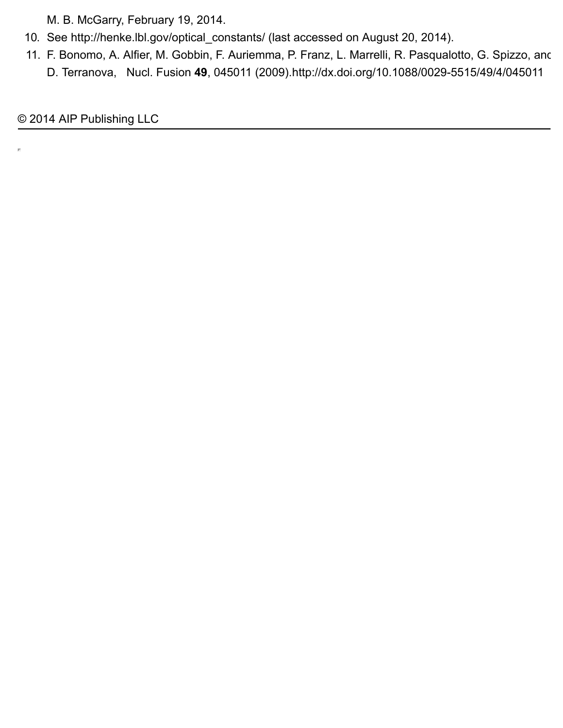M. B. McGarry, February 19, 2014.

10. See http://henke.lbl.gov/optical_constants/ (last accessed on August 20, 2014).
11. F. Bonomo, A. Alfier, M. Gobbin, F. Auriemma, P. Franz, L. Marrelli, R. Pasqualotto, G. Spizzo, and D. Terranova, Nucl. Fusion **49**, 045011 (2009).http://dx.doi.org/10.1088/0029-5515/49/4/045011

© 2014 AIP Publishing LLC